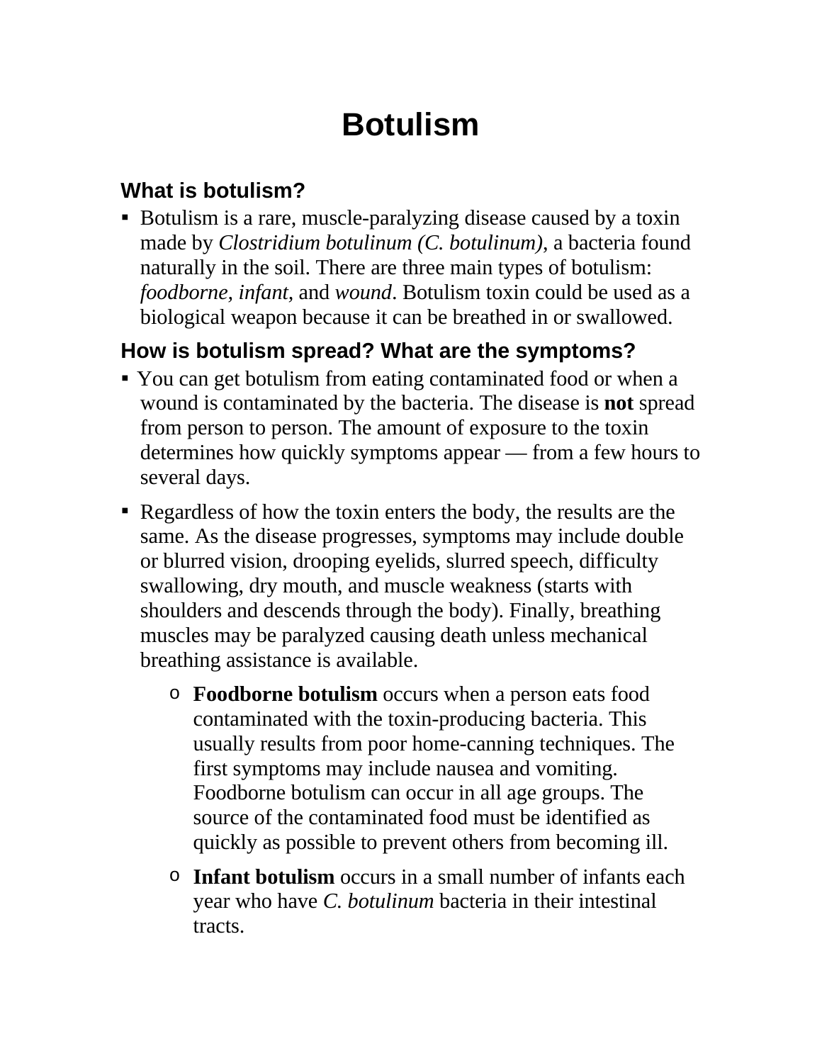# Botulism

## What is botulism?

- Botulism is a rare, muscle-paralyzing disease caused by a toxin made by *Clostridium botulinum (C. botulinum),* a bacteria found naturally in the soil. There are three main types of botulism: *foodborne, infant,* and *wound*. Botulism toxin could be used as a biological weapon because it can be breathed in or swallowed.

## How is botulism spread? What are the symptoms?

- You can get botulism from eating contaminated food or when a wound is contaminated by the bacteria. The disease is **not** spread from person to person. The amount of exposure to the toxin determines how quickly symptoms appear — from a few hours to several days.
- Regardless of how the toxin enters the body, the results are the same. As the disease progresses, symptoms may include double or blurred vision, drooping eyelids, slurred speech, difficulty swallowing, dry mouth, and muscle weakness (starts with shoulders and descends through the body). Finally, breathing muscles may be paralyzed causing death unless mechanical breathing assistance is available.
    - **Foodborne botulism** occurs when a person eats food contaminated with the toxin-producing bacteria. This usually results from poor home-canning techniques. The first symptoms may include nausea and vomiting. Foodborne botulism can occur in all age groups. The source of the contaminated food must be identified as quickly as possible to prevent others from becoming ill.
    - **Infant botulism** occurs in a small number of infants each year who have *C. botulinum* bacteria in their intestinal tracts.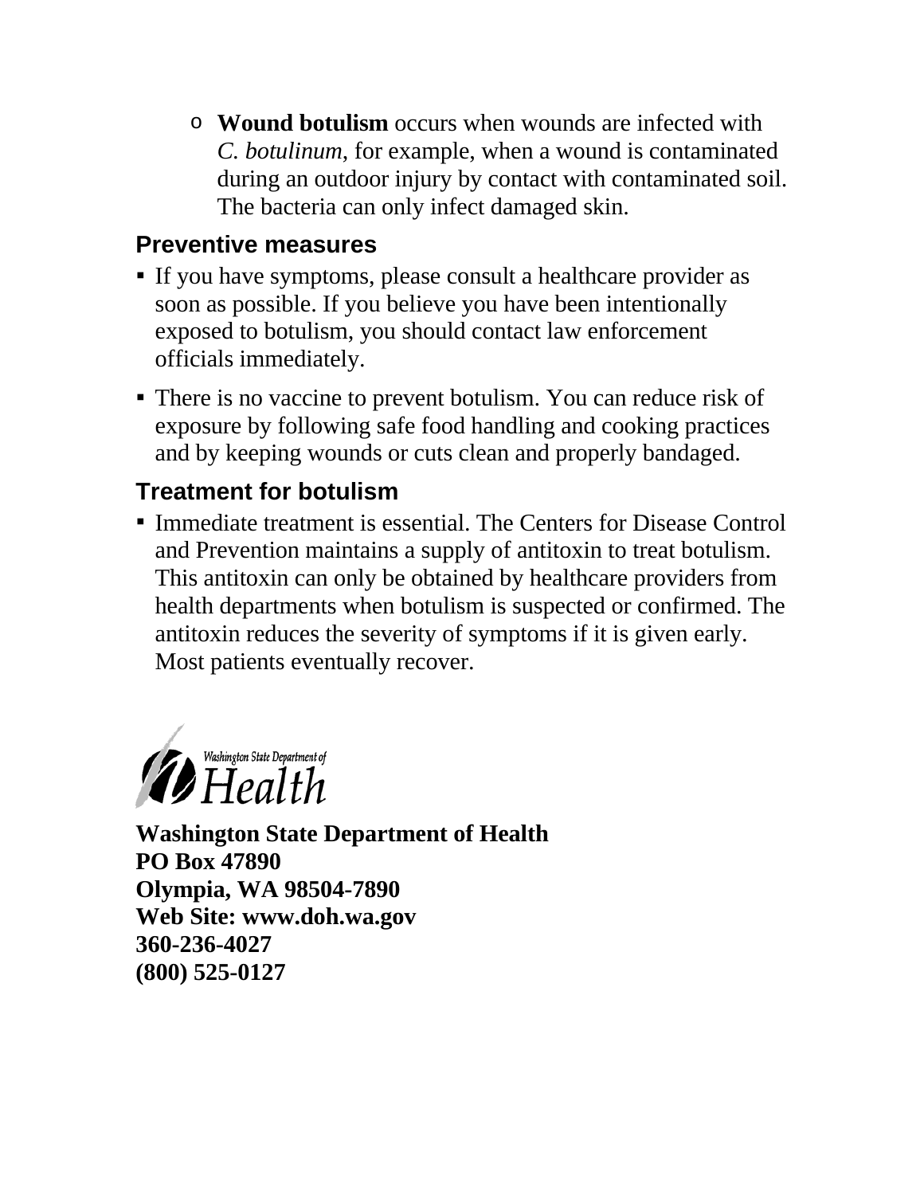- **Wound botulism** occurs when wounds are infected with *C. botulinum*, for example, when a wound is contaminated during an outdoor injury by contact with contaminated soil. The bacteria can only infect damaged skin.

## Preventive measures

- If you have symptoms, please consult a healthcare provider as soon as possible. If you believe you have been intentionally exposed to botulism, you should contact law enforcement officials immediately.
- There is no vaccine to prevent botulism. You can reduce risk of exposure by following safe food handling and cooking practices and by keeping wounds or cuts clean and properly bandaged.

## Treatment for botulism

- Immediate treatment is essential. The Centers for Disease Control and Prevention maintains a supply of antitoxin to treat botulism. This antitoxin can only be obtained by healthcare providers from health departments when botulism is suspected or confirmed. The antitoxin reduces the severity of symptoms if it is given early. Most patients eventually recover.

Washington State Department of Health

**Washington State Department of Health**
**PO Box 47890**
**Olympia, WA 98504-7890**
**Web Site: www.doh.wa.gov**
**360-236-4027**
**(800) 525-0127**